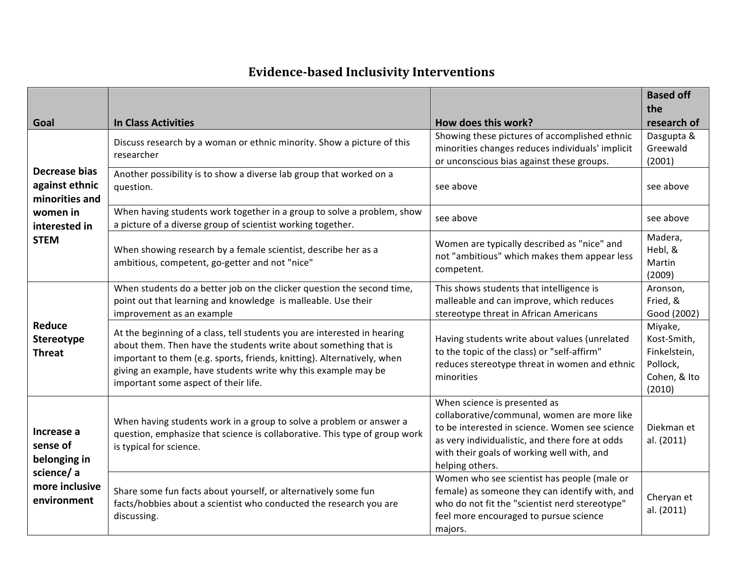# Evidence-based Inclusivity Interventions

| Goal | In Class Activities | How does this work? | Based off the research of |
| --- | --- | --- | --- |
| **Decrease bias against ethnic minorities and women in interested in STEM** | Discuss research by a woman or ethnic minority. Show a picture of this researcher | Showing these pictures of accomplished ethnic minorities changes reduces individuals' implicit or unconscious bias against these groups. | Dasgupta & Greewald (2001) |
| | Another possibility is to show a diverse lab group that worked on a question. | see above | see above |
| | When having students work together in a group to solve a problem, show a picture of a diverse group of scientist working together. | see above | see above |
| | When showing research by a female scientist, describe her as a ambitious, competent, go-getter and not "nice" | Women are typically described as "nice" and not "ambitious" which makes them appear less competent. | Madera, Hebl, & Martin (2009) |
| **Reduce Stereotype Threat** | When students do a better job on the clicker question the second time, point out that learning and knowledge is malleable. Use their improvement as an example | This shows students that intelligence is malleable and can improve, which reduces stereotype threat in African Americans | Aronson, Fried, & Good (2002) |
| | At the beginning of a class, tell students you are interested in hearing about them. Then have the students write about something that is important to them (e.g. sports, friends, knitting). Alternatively, when giving an example, have students write why this example may be important some aspect of their life. | Having students write about values (unrelated to the topic of the class) or "self-affirm" reduces stereotype threat in women and ethnic minorities | Miyake, Kost-Smith, Finkelstein, Pollock, Cohen, & Ito (2010) |
| **Increase a sense of belonging in science/ a more inclusive environment** | When having students work in a group to solve a problem or answer a question, emphasize that science is collaborative. This type of group work is typical for science. | When science is presented as collaborative/communal, women are more like to be interested in science. Women see science as very individualistic, and there fore at odds with their goals of working well with, and helping others. | Diekman et al. (2011) |
| | Share some fun facts about yourself, or alternatively some fun facts/hobbies about a scientist who conducted the research you are discussing. | Women who see scientist has people (male or female) as someone they can identify with, and who do not fit the "scientist nerd stereotype" feel more encouraged to pursue science majors. | Cheryan et al. (2011) |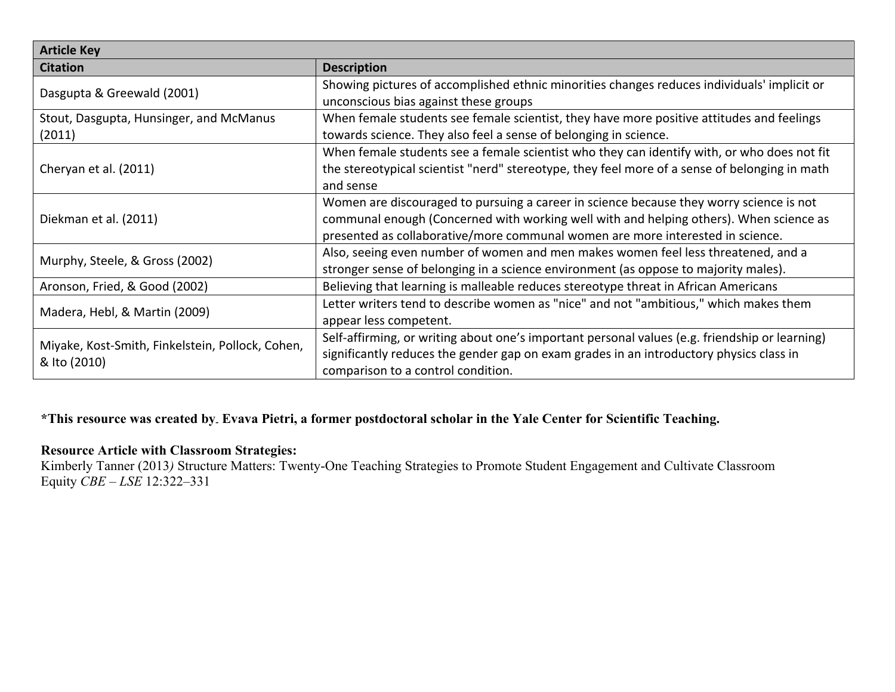| Article Key | |
|---|---|
| **Citation** | **Description** |
| Dasgupta & Greewald (2001) | Showing pictures of accomplished ethnic minorities changes reduces individuals' implicit or unconscious bias against these groups |
| Stout, Dasgupta, Hunsinger, and McManus (2011) | When female students see female scientist, they have more positive attitudes and feelings towards science. They also feel a sense of belonging in science. |
| Cheryan et al. (2011) | When female students see a female scientist who they can identify with, or who does not fit the stereotypical scientist "nerd" stereotype, they feel more of a sense of belonging in math and sense |
| Diekman et al. (2011) | Women are discouraged to pursuing a career in science because they worry science is not communal enough (Concerned with working well with and helping others). When science as presented as collaborative/more communal women are more interested in science. |
| Murphy, Steele, & Gross (2002) | Also, seeing even number of women and men makes women feel less threatened, and a stronger sense of belonging in a science environment (as oppose to majority males). |
| Aronson, Fried, & Good (2002) | Believing that learning is malleable reduces stereotype threat in African Americans |
| Madera, Hebl, & Martin (2009) | Letter writers tend to describe women as "nice" and not "ambitious," which makes them appear less competent. |
| Miyake, Kost-Smith, Finkelstein, Pollock, Cohen, & Ito (2010) | Self-affirming, or writing about one's important personal values (e.g. friendship or learning) significantly reduces the gender gap on exam grades in an introductory physics class in comparison to a control condition. |

**\*This resource was created by. Evava Pietri, a former postdoctoral scholar in the Yale Center for Scientific Teaching.**

**Resource Article with Classroom Strategies:**
Kimberly Tanner (2013*)* Structure Matters: Twenty-One Teaching Strategies to Promote Student Engagement and Cultivate Classroom Equity *CBE – LSE* 12:322–331